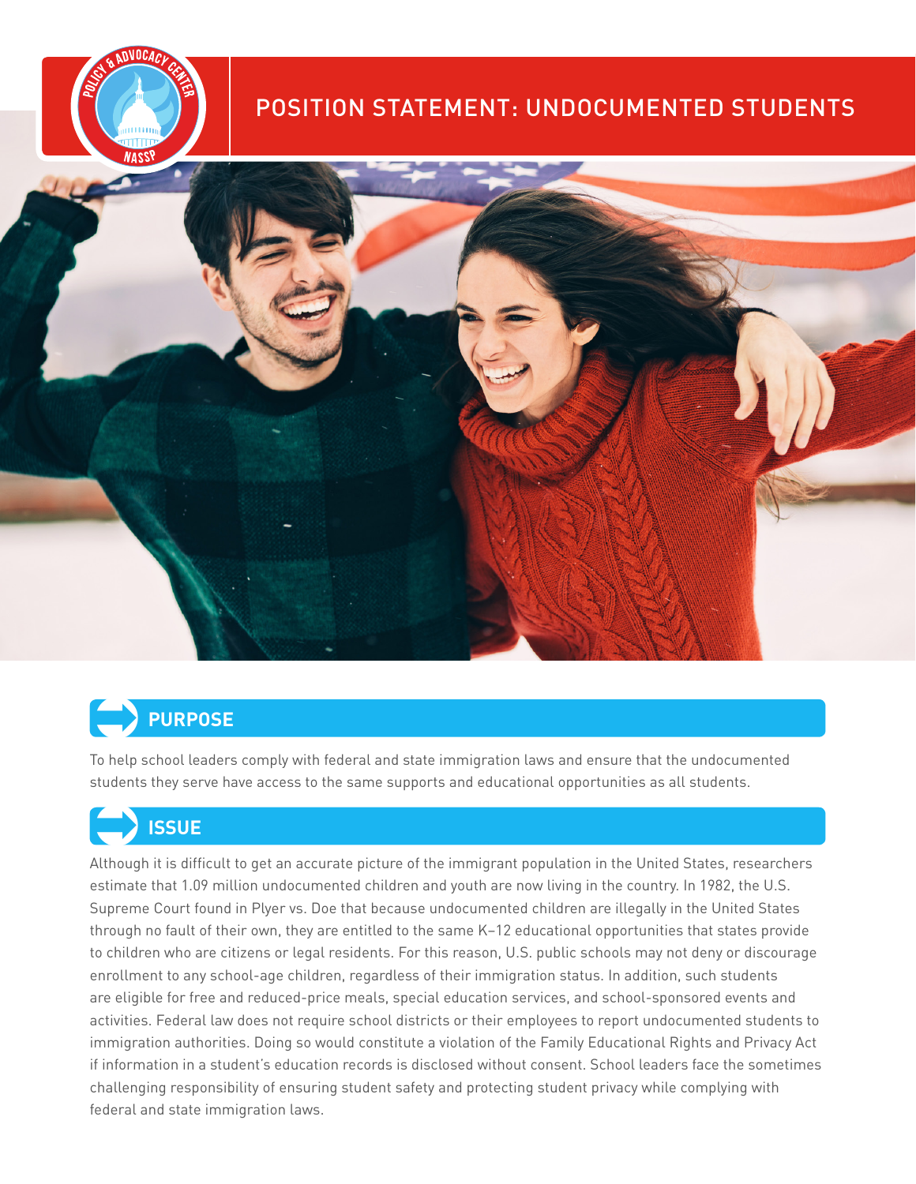# POSITION STATEMENT: UNDOCUMENTED STUDENTS

## PURPOSE

To help school leaders comply with federal and state immigration laws and ensure that the undocumented students they serve have access to the same supports and educational opportunities as all students.

## ISSUE

Although it is difficult to get an accurate picture of the immigrant population in the United States, researchers estimate that 1.09 million undocumented children and youth are now living in the country. In 1982, the U.S. Supreme Court found in Plyer vs. Doe that because undocumented children are illegally in the United States through no fault of their own, they are entitled to the same K–12 educational opportunities that states provide to children who are citizens or legal residents. For this reason, U.S. public schools may not deny or discourage enrollment to any school-age children, regardless of their immigration status. In addition, such students are eligible for free and reduced-price meals, special education services, and school-sponsored events and activities. Federal law does not require school districts or their employees to report undocumented students to immigration authorities. Doing so would constitute a violation of the Family Educational Rights and Privacy Act if information in a student's education records is disclosed without consent. School leaders face the sometimes challenging responsibility of ensuring student safety and protecting student privacy while complying with federal and state immigration laws.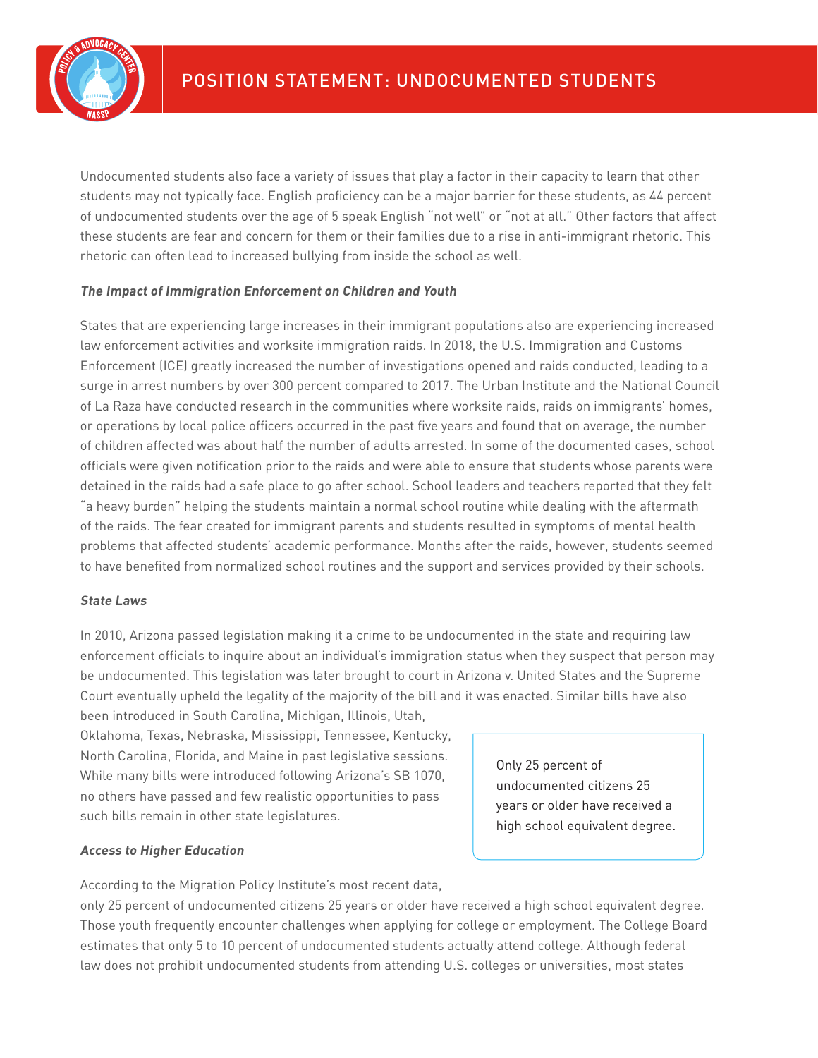Undocumented students also face a variety of issues that play a factor in their capacity to learn that other students may not typically face. English proficiency can be a major barrier for these students, as 44 percent of undocumented students over the age of 5 speak English "not well" or "not at all." Other factors that affect these students are fear and concern for them or their families due to a rise in anti-immigrant rhetoric. This rhetoric can often lead to increased bullying from inside the school as well.

***The Impact of Immigration Enforcement on Children and Youth***

States that are experiencing large increases in their immigrant populations also are experiencing increased law enforcement activities and worksite immigration raids. In 2018, the U.S. Immigration and Customs Enforcement (ICE) greatly increased the number of investigations opened and raids conducted, leading to a surge in arrest numbers by over 300 percent compared to 2017. The Urban Institute and the National Council of La Raza have conducted research in the communities where worksite raids, raids on immigrants' homes, or operations by local police officers occurred in the past five years and found that on average, the number of children affected was about half the number of adults arrested. In some of the documented cases, school officials were given notification prior to the raids and were able to ensure that students whose parents were detained in the raids had a safe place to go after school. School leaders and teachers reported that they felt "a heavy burden" helping the students maintain a normal school routine while dealing with the aftermath of the raids. The fear created for immigrant parents and students resulted in symptoms of mental health problems that affected students' academic performance. Months after the raids, however, students seemed to have benefited from normalized school routines and the support and services provided by their schools.

***State Laws***

In 2010, Arizona passed legislation making it a crime to be undocumented in the state and requiring law enforcement officials to inquire about an individual's immigration status when they suspect that person may be undocumented. This legislation was later brought to court in Arizona v. United States and the Supreme Court eventually upheld the legality of the majority of the bill and it was enacted. Similar bills have also been introduced in South Carolina, Michigan, Illinois, Utah, Oklahoma, Texas, Nebraska, Mississippi, Tennessee, Kentucky, North Carolina, Florida, and Maine in past legislative sessions. While many bills were introduced following Arizona's SB 1070, no others have passed and few realistic opportunities to pass such bills remain in other state legislatures.

> Only 25 percent of undocumented citizens 25 years or older have received a high school equivalent degree.

***Access to Higher Education***

According to the Migration Policy Institute's most recent data, only 25 percent of undocumented citizens 25 years or older have received a high school equivalent degree. Those youth frequently encounter challenges when applying for college or employment. The College Board estimates that only 5 to 10 percent of undocumented students actually attend college. Although federal law does not prohibit undocumented students from attending U.S. colleges or universities, most states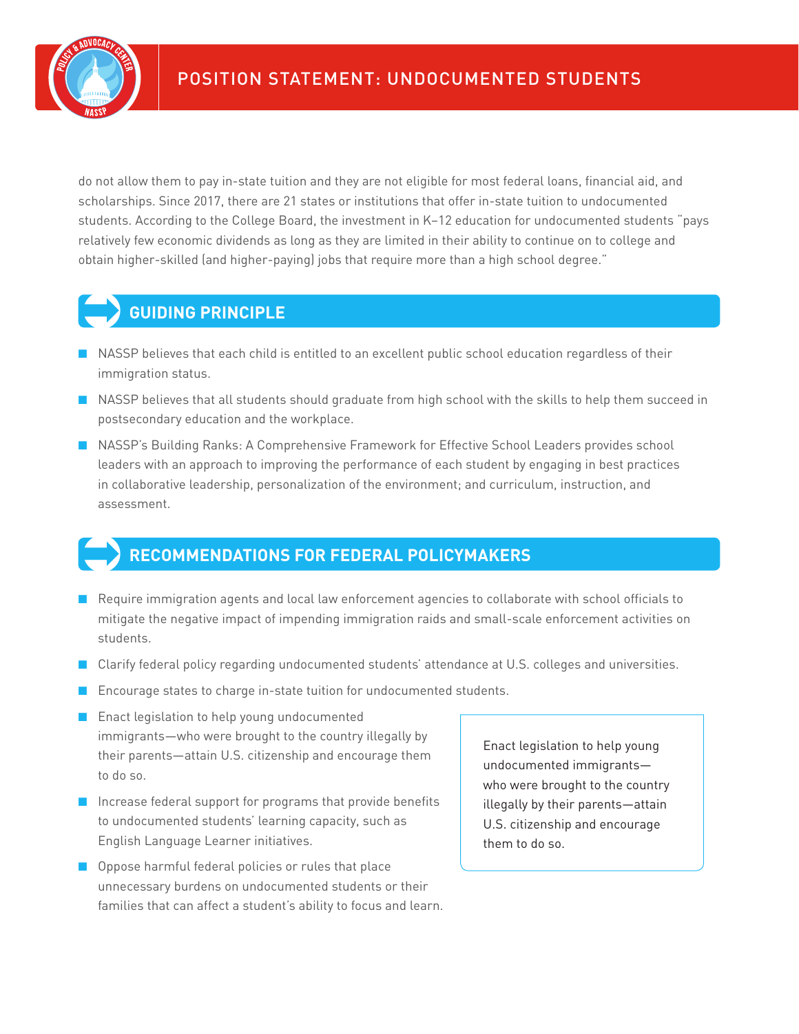do not allow them to pay in-state tuition and they are not eligible for most federal loans, financial aid, and scholarships. Since 2017, there are 21 states or institutions that offer in-state tuition to undocumented students. According to the College Board, the investment in K–12 education for undocumented students "pays relatively few economic dividends as long as they are limited in their ability to continue on to college and obtain higher-skilled (and higher-paying) jobs that require more than a high school degree."

## GUIDING PRINCIPLE

- NASSP believes that each child is entitled to an excellent public school education regardless of their immigration status.
- NASSP believes that all students should graduate from high school with the skills to help them succeed in postsecondary education and the workplace.
- NASSP's Building Ranks: A Comprehensive Framework for Effective School Leaders provides school leaders with an approach to improving the performance of each student by engaging in best practices in collaborative leadership, personalization of the environment; and curriculum, instruction, and assessment.

## RECOMMENDATIONS FOR FEDERAL POLICYMAKERS

- Require immigration agents and local law enforcement agencies to collaborate with school officials to mitigate the negative impact of impending immigration raids and small-scale enforcement activities on students.
- Clarify federal policy regarding undocumented students' attendance at U.S. colleges and universities.
- Encourage states to charge in-state tuition for undocumented students.
- Enact legislation to help young undocumented immigrants—who were brought to the country illegally by their parents—attain U.S. citizenship and encourage them to do so.
- Increase federal support for programs that provide benefits to undocumented students' learning capacity, such as English Language Learner initiatives.
- Oppose harmful federal policies or rules that place unnecessary burdens on undocumented students or their families that can affect a student's ability to focus and learn.

> Enact legislation to help young undocumented immigrants—who were brought to the country illegally by their parents—attain U.S. citizenship and encourage them to do so.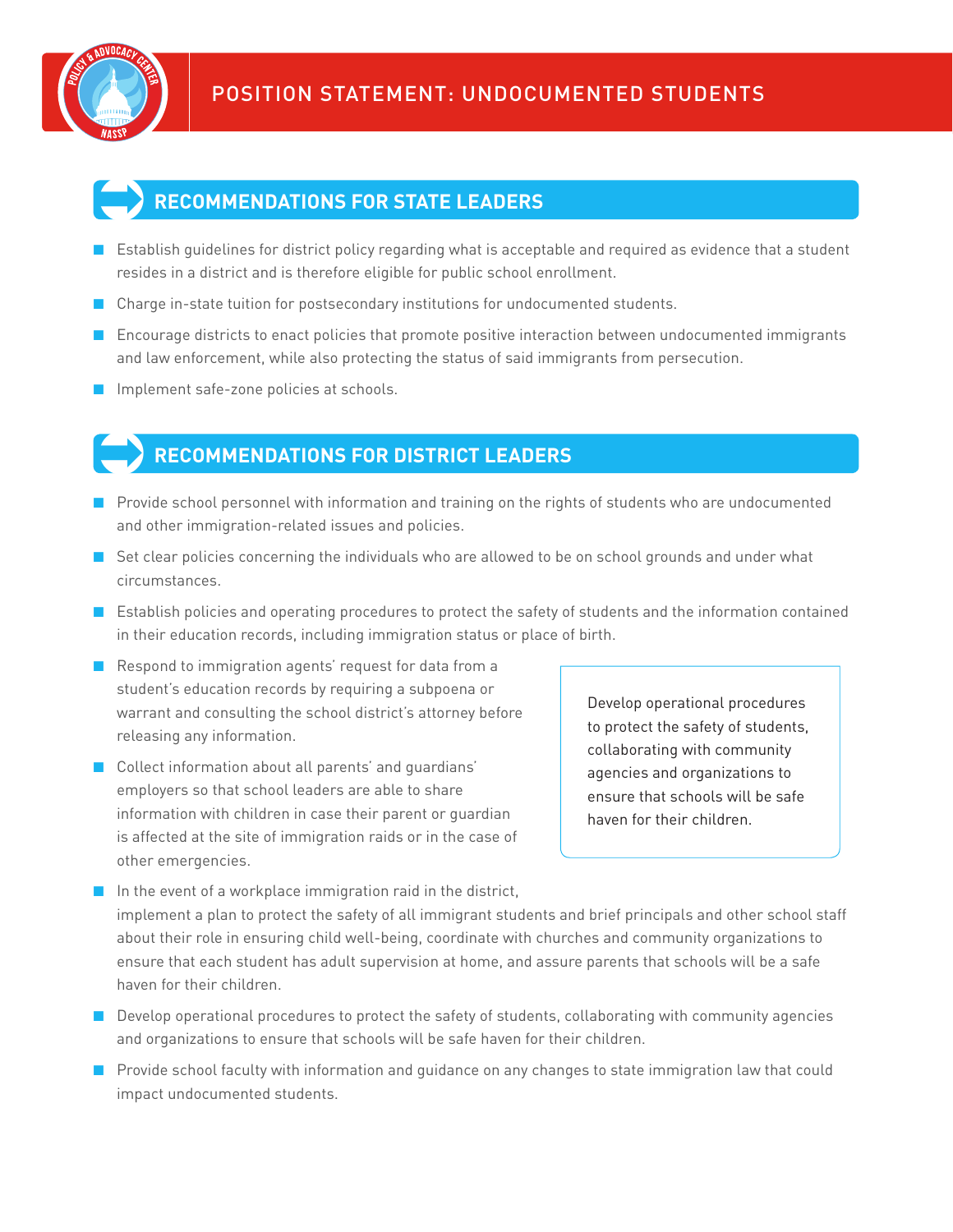## RECOMMENDATIONS FOR STATE LEADERS

- Establish guidelines for district policy regarding what is acceptable and required as evidence that a student resides in a district and is therefore eligible for public school enrollment.
- Charge in-state tuition for postsecondary institutions for undocumented students.
- Encourage districts to enact policies that promote positive interaction between undocumented immigrants and law enforcement, while also protecting the status of said immigrants from persecution.
- Implement safe-zone policies at schools.

## RECOMMENDATIONS FOR DISTRICT LEADERS

- Provide school personnel with information and training on the rights of students who are undocumented and other immigration-related issues and policies.
- Set clear policies concerning the individuals who are allowed to be on school grounds and under what circumstances.
- Establish policies and operating procedures to protect the safety of students and the information contained in their education records, including immigration status or place of birth.
- Respond to immigration agents' request for data from a student's education records by requiring a subpoena or warrant and consulting the school district's attorney before releasing any information.
- Collect information about all parents' and guardians' employers so that school leaders are able to share information with children in case their parent or guardian is affected at the site of immigration raids or in the case of other emergencies.
- In the event of a workplace immigration raid in the district, implement a plan to protect the safety of all immigrant students and brief principals and other school staff about their role in ensuring child well-being, coordinate with churches and community organizations to ensure that each student has adult supervision at home, and assure parents that schools will be a safe haven for their children.
- Develop operational procedures to protect the safety of students, collaborating with community agencies and organizations to ensure that schools will be safe haven for their children.
- Provide school faculty with information and guidance on any changes to state immigration law that could impact undocumented students.

> Develop operational procedures to protect the safety of students, collaborating with community agencies and organizations to ensure that schools will be safe haven for their children.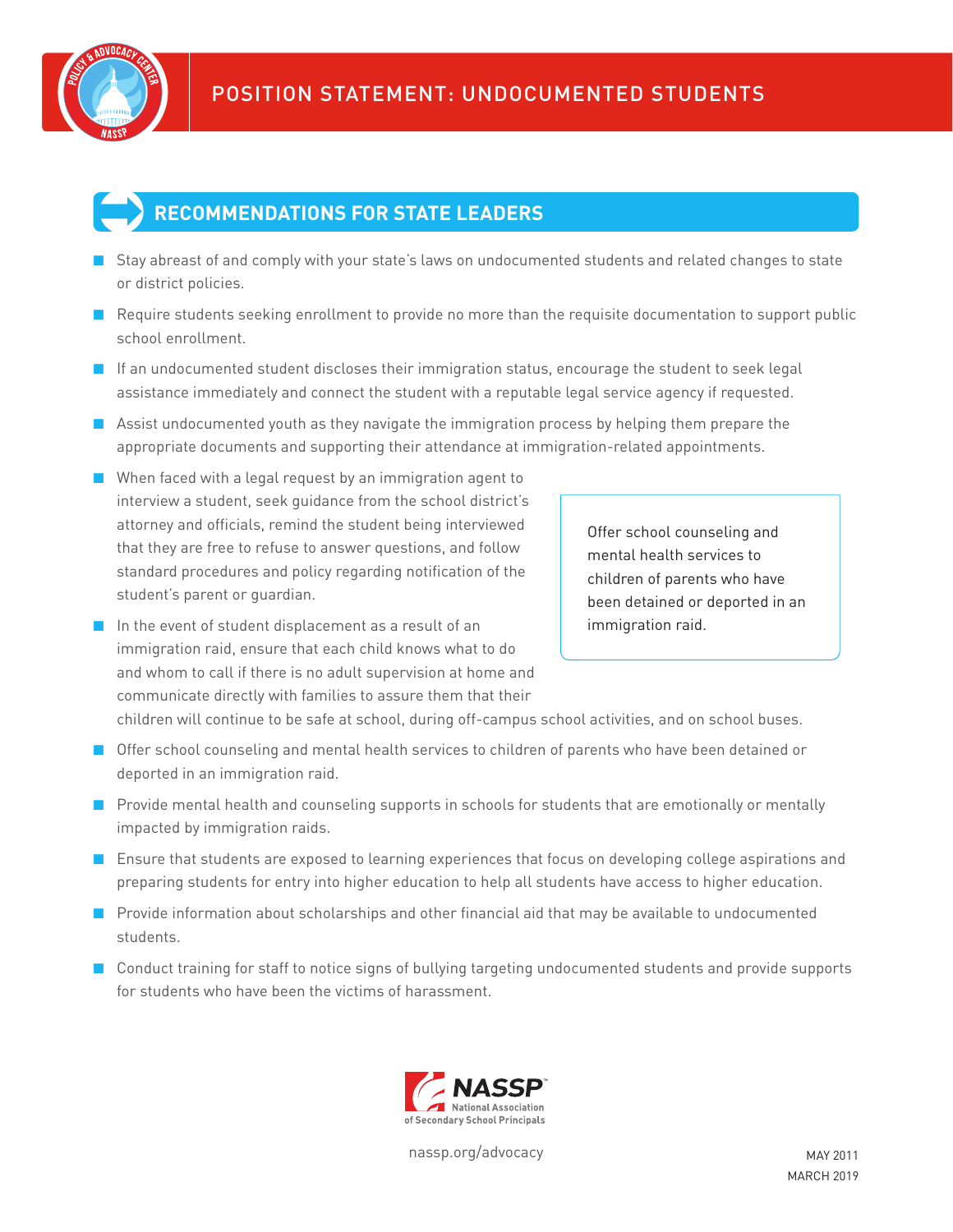## RECOMMENDATIONS FOR STATE LEADERS

- Stay abreast of and comply with your state's laws on undocumented students and related changes to state or district policies.
- Require students seeking enrollment to provide no more than the requisite documentation to support public school enrollment.
- If an undocumented student discloses their immigration status, encourage the student to seek legal assistance immediately and connect the student with a reputable legal service agency if requested.
- Assist undocumented youth as they navigate the immigration process by helping them prepare the appropriate documents and supporting their attendance at immigration-related appointments.
- When faced with a legal request by an immigration agent to interview a student, seek guidance from the school district's attorney and officials, remind the student being interviewed that they are free to refuse to answer questions, and follow standard procedures and policy regarding notification of the student's parent or guardian.
- In the event of student displacement as a result of an immigration raid, ensure that each child knows what to do and whom to call if there is no adult supervision at home and communicate directly with families to assure them that their children will continue to be safe at school, during off-campus school activities, and on school buses.
- Offer school counseling and mental health services to children of parents who have been detained or deported in an immigration raid.
- Provide mental health and counseling supports in schools for students that are emotionally or mentally impacted by immigration raids.
- Ensure that students are exposed to learning experiences that focus on developing college aspirations and preparing students for entry into higher education to help all students have access to higher education.
- Provide information about scholarships and other financial aid that may be available to undocumented students.
- Conduct training for staff to notice signs of bullying targeting undocumented students and provide supports for students who have been the victims of harassment.

> Offer school counseling and mental health services to children of parents who have been detained or deported in an immigration raid.

NASSP National Association of Secondary School Principals

nassp.org/advocacy

MAY 2011
MARCH 2019